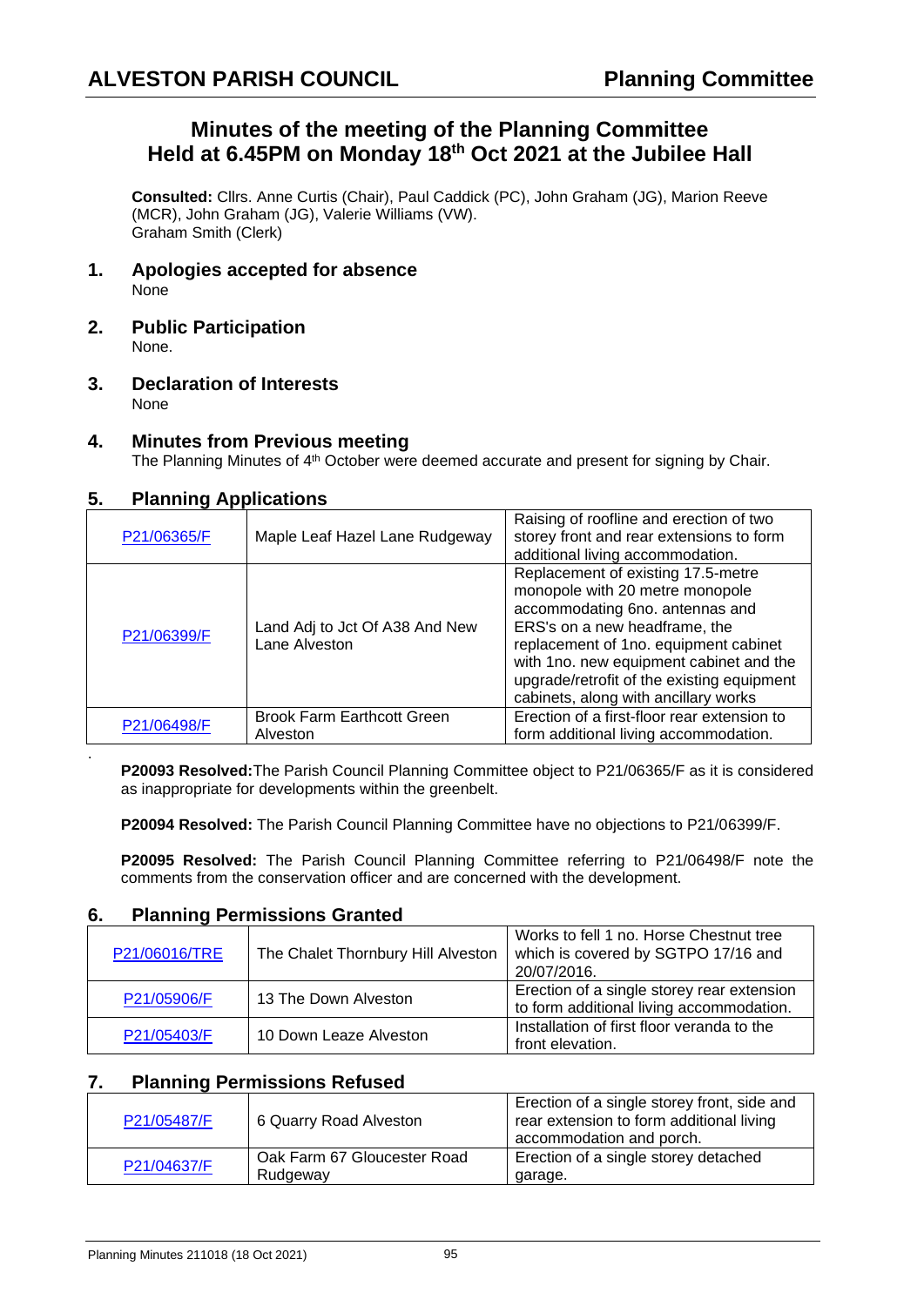**ALVESTON PARISH COUNCIL** **Planning Committee**

# Minutes of the meeting of the Planning Committee Held at 6.45PM on Monday 18th Oct 2021 at the Jubilee Hall

**Consulted:** Cllrs. Anne Curtis (Chair), Paul Caddick (PC), John Graham (JG), Marion Reeve (MCR), John Graham (JG), Valerie Williams (VW).
Graham Smith (Clerk)

## 1. Apologies accepted for absence

None

## 2. Public Participation

None.

## 3. Declaration of Interests

None

## 4. Minutes from Previous meeting

The Planning Minutes of 4th October were deemed accurate and present for signing by Chair.

## 5. Planning Applications

| | | |
|---|---|---|
| P21/06365/F | Maple Leaf Hazel Lane Rudgeway | Raising of roofline and erection of two storey front and rear extensions to form additional living accommodation. |
| P21/06399/F | Land Adj to Jct Of A38 And New Lane Alveston | Replacement of existing 17.5-metre monopole with 20 metre monopole accommodating 6no. antennas and ERS's on a new headframe, the replacement of 1no. equipment cabinet with 1no. new equipment cabinet and the upgrade/retrofit of the existing equipment cabinets, along with ancillary works |
| P21/06498/F | Brook Farm Earthcott Green Alveston | Erection of a first-floor rear extension to form additional living accommodation. |

.

**P20093 Resolved:** The Parish Council Planning Committee object to P21/06365/F as it is considered as inappropriate for developments within the greenbelt.

**P20094 Resolved:** The Parish Council Planning Committee have no objections to P21/06399/F.

**P20095 Resolved:** The Parish Council Planning Committee referring to P21/06498/F note the comments from the conservation officer and are concerned with the development.

## 6. Planning Permissions Granted

| | | |
|---|---|---|
| P21/06016/TRE | The Chalet Thornbury Hill Alveston | Works to fell 1 no. Horse Chestnut tree which is covered by SGTPO 17/16 and 20/07/2016. |
| P21/05906/F | 13 The Down Alveston | Erection of a single storey rear extension to form additional living accommodation. |
| P21/05403/F | 10 Down Leaze Alveston | Installation of first floor veranda to the front elevation. |

## 7. Planning Permissions Refused

| | | |
|---|---|---|
| P21/05487/F | 6 Quarry Road Alveston | Erection of a single storey front, side and rear extension to form additional living accommodation and porch. |
| P21/04637/F | Oak Farm 67 Gloucester Road Rudgeway | Erection of a single storey detached garage. |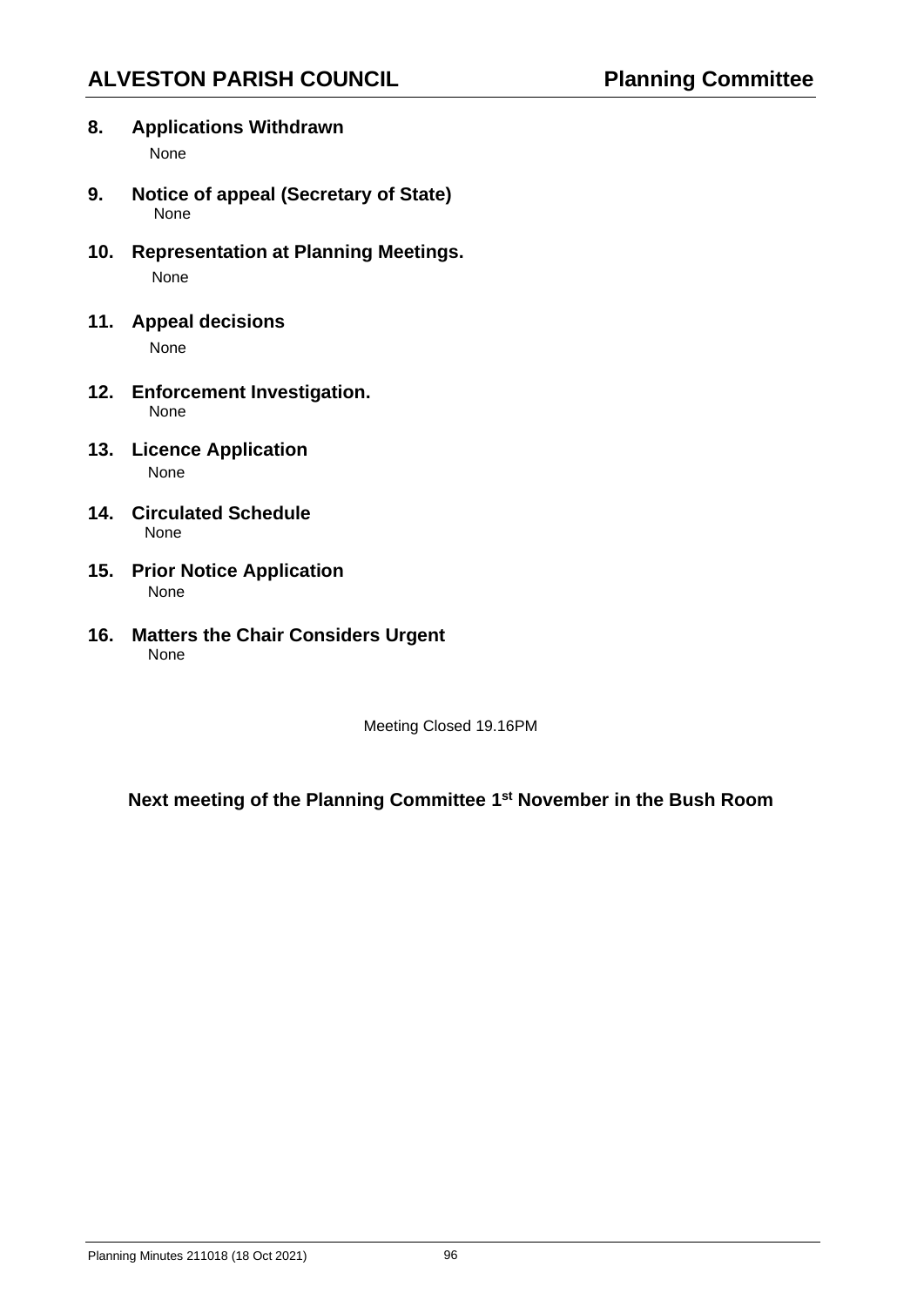## 8. Applications Withdrawn

None

## 9. Notice of appeal (Secretary of State)

None

## 10. Representation at Planning Meetings.

None

## 11. Appeal decisions

None

## 12. Enforcement Investigation.

None

## 13. Licence Application

None

## 14. Circulated Schedule

None

## 15. Prior Notice Application

None

## 16. Matters the Chair Considers Urgent

None

Meeting Closed 19.16PM

**Next meeting of the Planning Committee 1st November in the Bush Room**